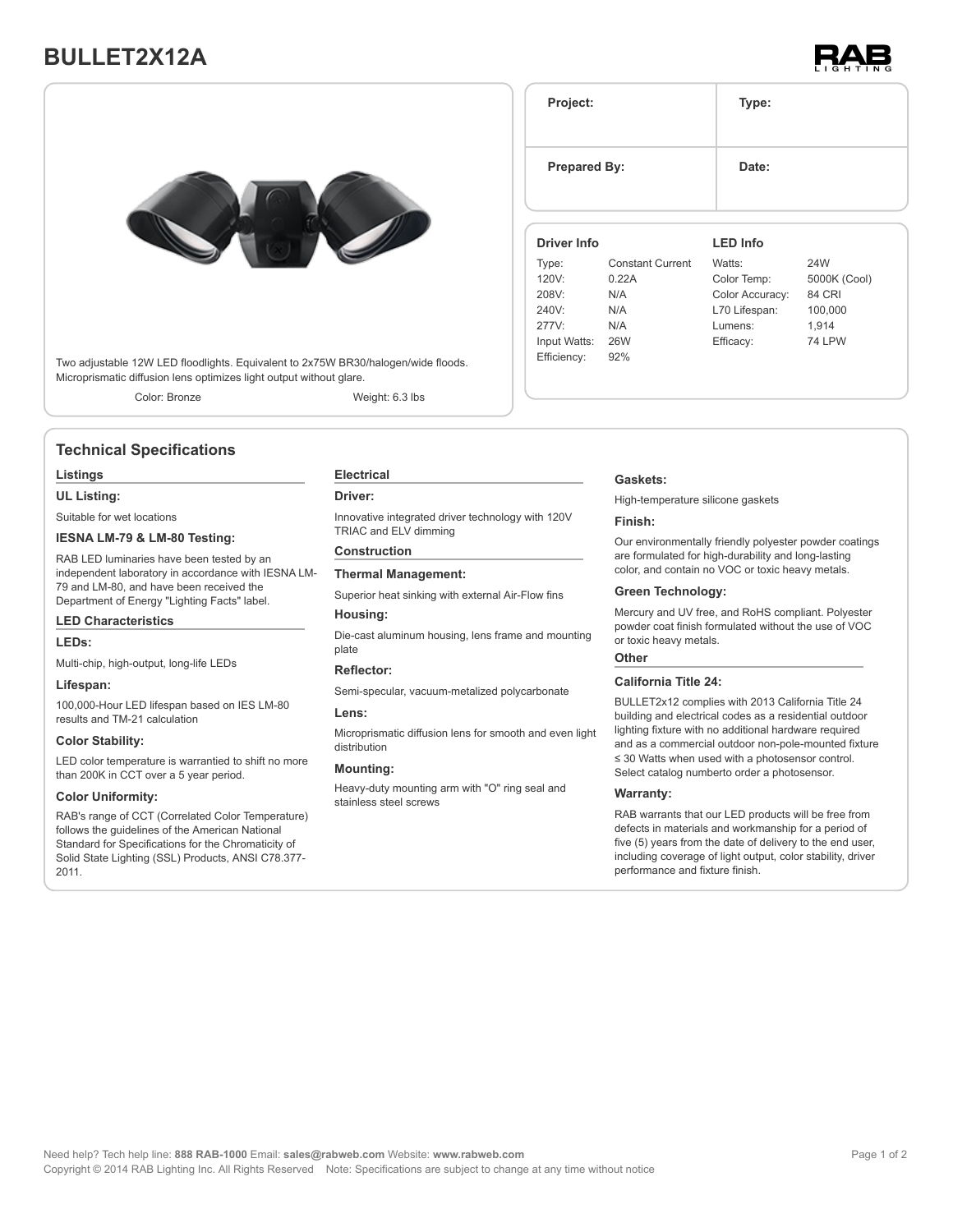# BULLET2X12A

| Project: | Type: |
|---|---|
| **Prepared By:** | **Date:** |

Two adjustable 12W LED floodlights. Equivalent to 2x75W BR30/halogen/wide floods. Microprismatic diffusion lens optimizes light output without glare.

Color: Bronze | Weight: 6.3 lbs

**Driver Info**

| | |
|---|---|
| Type: | Constant Current |
| 120V: | 0.22A |
| 208V: | N/A |
| 240V: | N/A |
| 277V: | N/A |
| Input Watts: | 26W |
| Efficiency: | 92% |

**LED Info**

| | |
|---|---|
| Watts: | 24W |
| Color Temp: | 5000K (Cool) |
| Color Accuracy: | 84 CRI |
| L70 Lifespan: | 100,000 |
| Lumens: | 1,914 |
| Efficacy: | 74 LPW |

## Technical Specifications

### Listings

**UL Listing:**

Suitable for wet locations

**IESNA LM-79 & LM-80 Testing:**

RAB LED luminaries have been tested by an independent laboratory in accordance with IESNA LM-79 and LM-80, and have been received the Department of Energy "Lighting Facts" label.

### LED Characteristics

**LEDs:**

Multi-chip, high-output, long-life LEDs

**Lifespan:**

100,000-Hour LED lifespan based on IES LM-80 results and TM-21 calculation

**Color Stability:**

LED color temperature is warrantied to shift no more than 200K in CCT over a 5 year period.

**Color Uniformity:**

RAB's range of CCT (Correlated Color Temperature) follows the guidelines of the American National Standard for Specifications for the Chromaticity of Solid State Lighting (SSL) Products, ANSI C78.377-2011.

### Electrical

**Driver:**

Innovative integrated driver technology with 120V TRIAC and ELV dimming

### Construction

**Thermal Management:**

Superior heat sinking with external Air-Flow fins

**Housing:**

Die-cast aluminum housing, lens frame and mounting plate

**Reflector:**

Semi-specular, vacuum-metalized polycarbonate

**Lens:**

Microprismatic diffusion lens for smooth and even light distribution

**Mounting:**

Heavy-duty mounting arm with "O" ring seal and stainless steel screws

**Gaskets:**

High-temperature silicone gaskets

**Finish:**

Our environmentally friendly polyester powder coatings are formulated for high-durability and long-lasting color, and contain no VOC or toxic heavy metals.

**Green Technology:**

Mercury and UV free, and RoHS compliant. Polyester powder coat finish formulated without the use of VOC or toxic heavy metals.

### Other

**California Title 24:**

BULLET2x12 complies with 2013 California Title 24 building and electrical codes as a residential outdoor lighting fixture with no additional hardware required and as a commercial outdoor non-pole-mounted fixture ≤ 30 Watts when used with a photosensor control. Select catalog numberto order a photosensor.

**Warranty:**

RAB warrants that our LED products will be free from defects in materials and workmanship for a period of five (5) years from the date of delivery to the end user, including coverage of light output, color stability, driver performance and fixture finish.

Need help? Tech help line: **888 RAB-1000** Email: **sales@rabweb.com** Website: **www.rabweb.com**
Copyright © 2014 RAB Lighting Inc. All Rights Reserved Note: Specifications are subject to change at any time without notice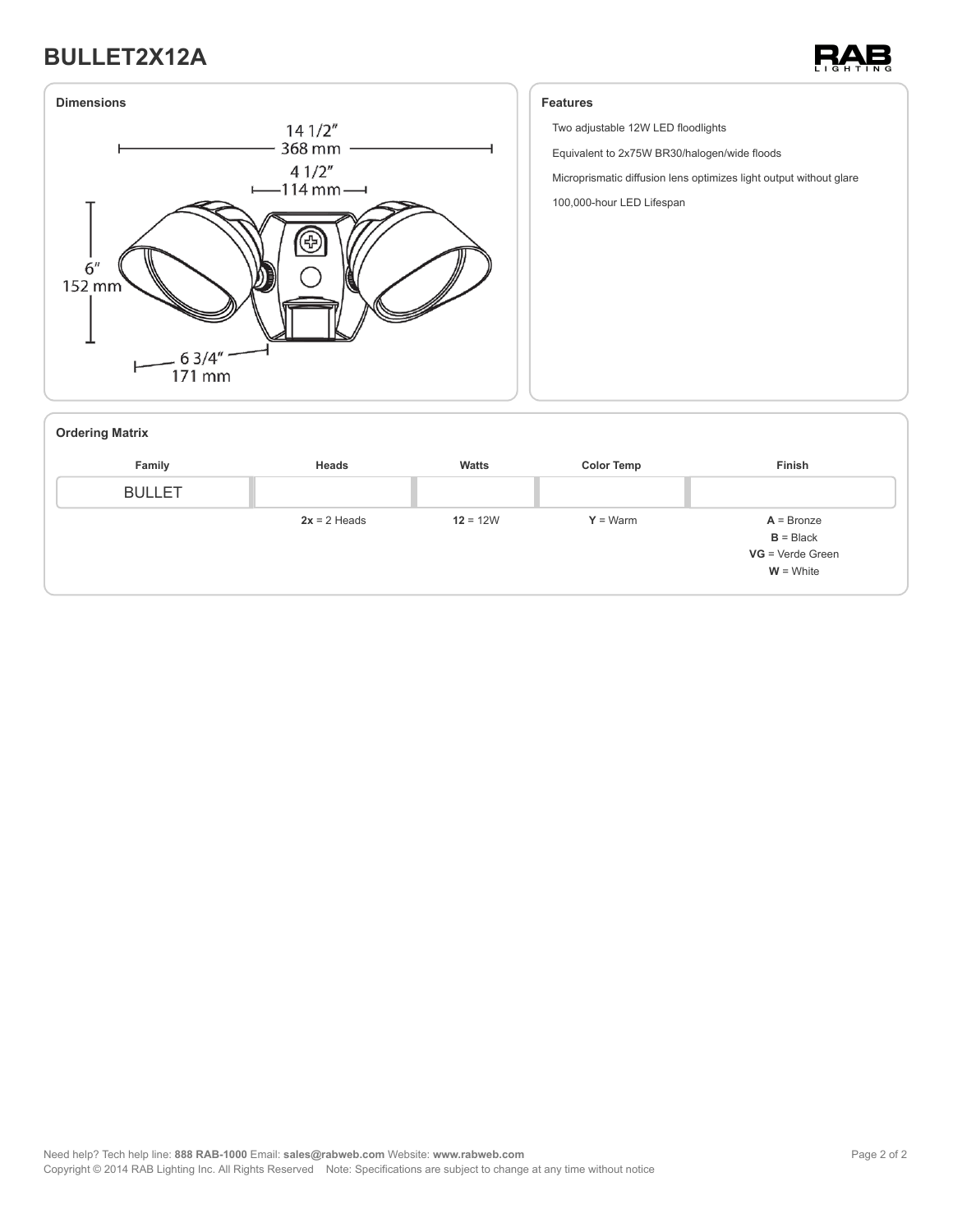# BULLET2X12A

## Dimensions

14 1/2"
368 mm

4 1/2"
114 mm

6"
152 mm

6 3/4"
171 mm

## Features

Two adjustable 12W LED floodlights

Equivalent to 2x75W BR30/halogen/wide floods

Microprismatic diffusion lens optimizes light output without glare

100,000-hour LED Lifespan

## Ordering Matrix

| Family | Heads | Watts | Color Temp | Finish |
|---|---|---|---|---|
| BULLET | | | | |
| | **2x** = 2 Heads | **12** = 12W | **Y** = Warm | **A** = Bronze<br>**B** = Black<br>**VG** = Verde Green<br>**W** = White |

Need help? Tech help line: **888 RAB-1000** Email: **sales@rabweb.com** Website: **www.rabweb.com**
Copyright © 2014 RAB Lighting Inc. All Rights Reserved Note: Specifications are subject to change at any time without notice